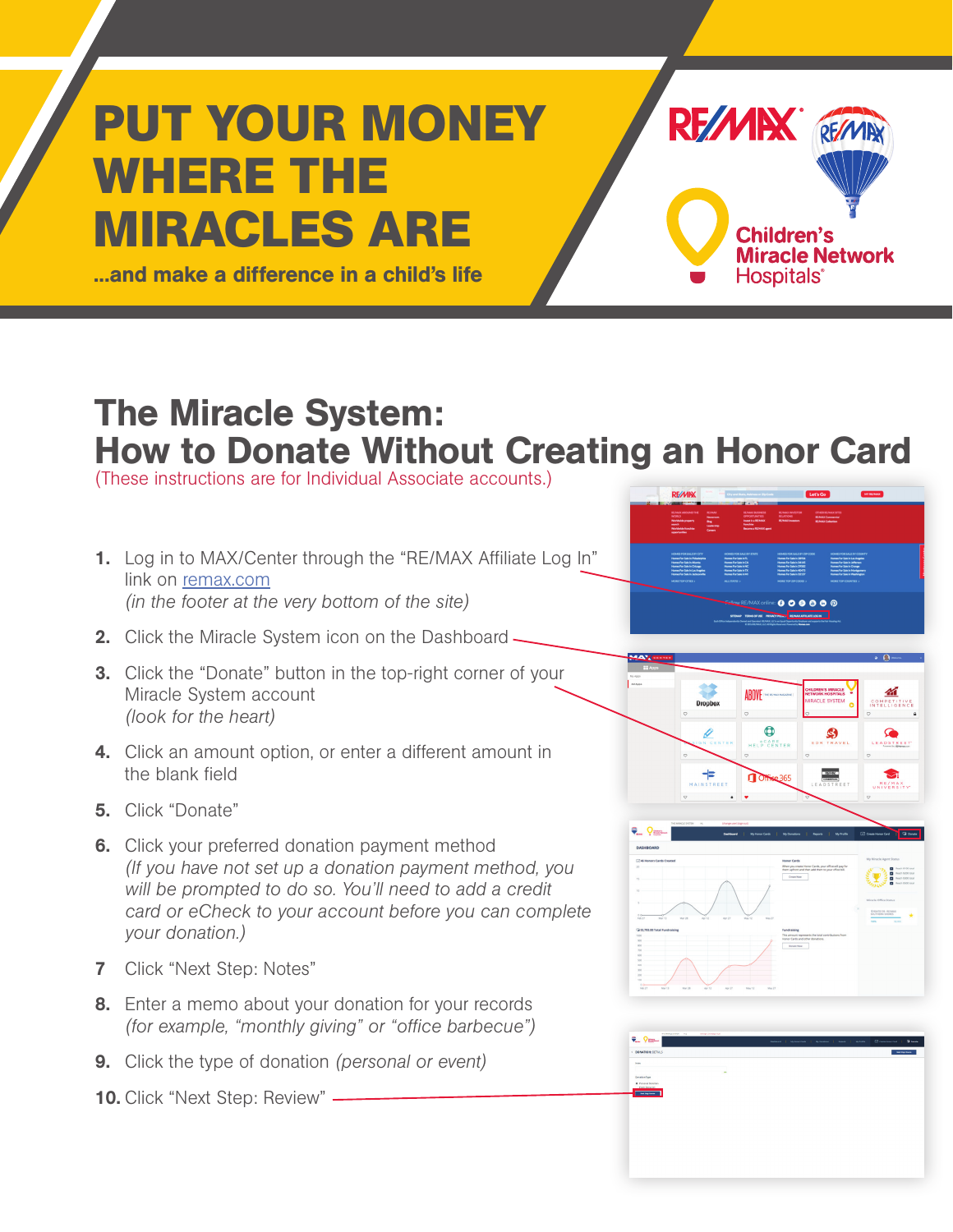# PUT YOUR MONEY WHERE THE MIRACLES ARE

**...and make a difference in a child's life**

RE/MAX

Children's Miracle Network Hospitals®

## The Miracle System: How to Donate Without Creating an Honor Card

(These instructions are for Individual Associate accounts.)

1. Log in to MAX/Center through the "RE/MAX Affiliate Log In" link on remax.com
   *(in the footer at the very bottom of the site)*
2. Click the Miracle System icon on the Dashboard
3. Click the "Donate" button in the top-right corner of your Miracle System account
   *(look for the heart)*
4. Click an amount option, or enter a different amount in the blank field
5. Click "Donate"
6. Click your preferred donation payment method
   *(If you have not set up a donation payment method, you will be prompted to do so. You'll need to add a credit card or eCheck to your account before you can complete your donation.)*
7. Click "Next Step: Notes"
8. Enter a memo about your donation for your records
   *(for example, "monthly giving" or "office barbecue")*
9. Click the type of donation *(personal or event)*
10. Click "Next Step: Review"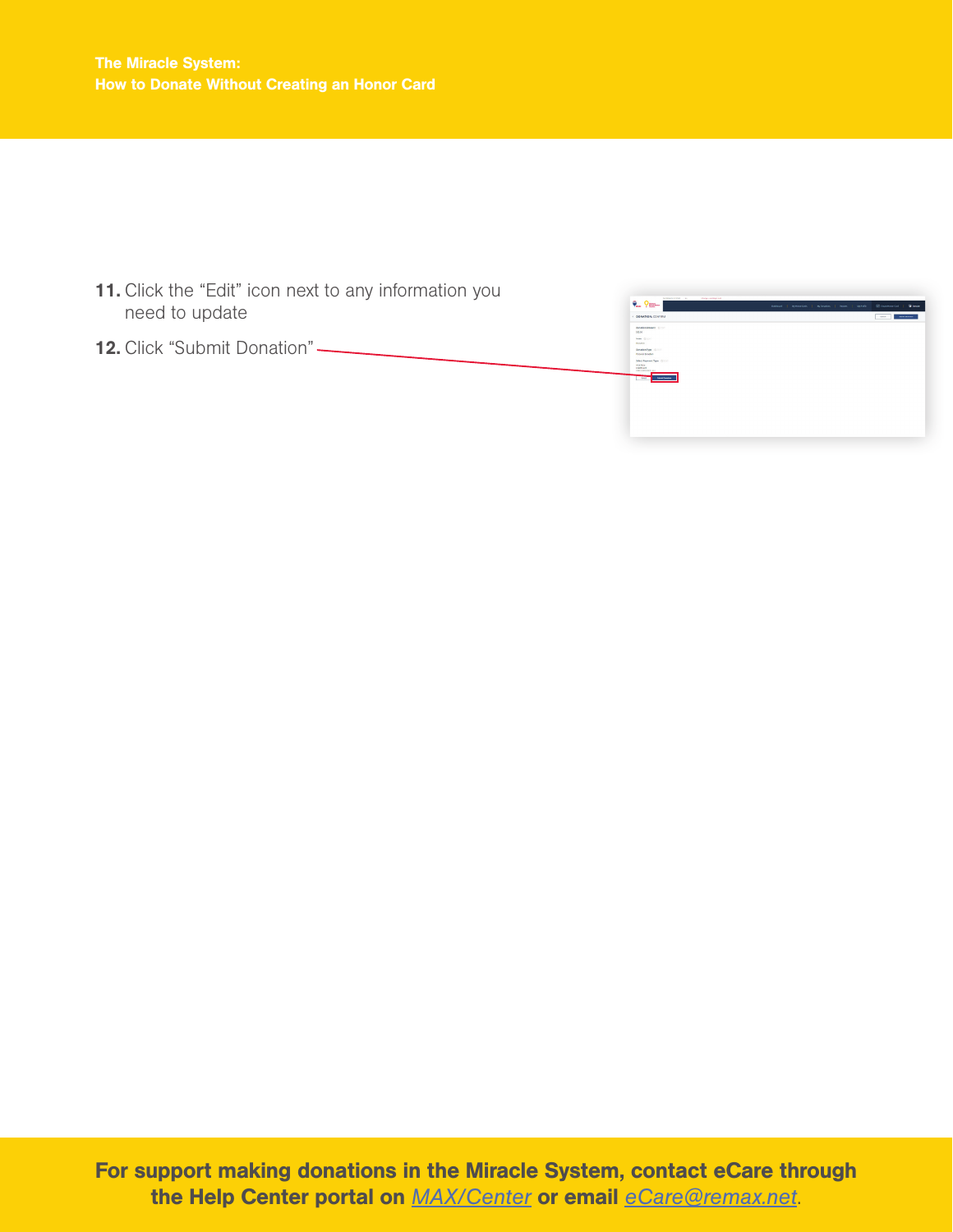11. Click the “Edit” icon next to any information you need to update
12. Click “Submit Donation”

**For support making donations in the Miracle System, contact eCare through the Help Center portal on *MAX/Center* or email *eCare@remax.net*.**